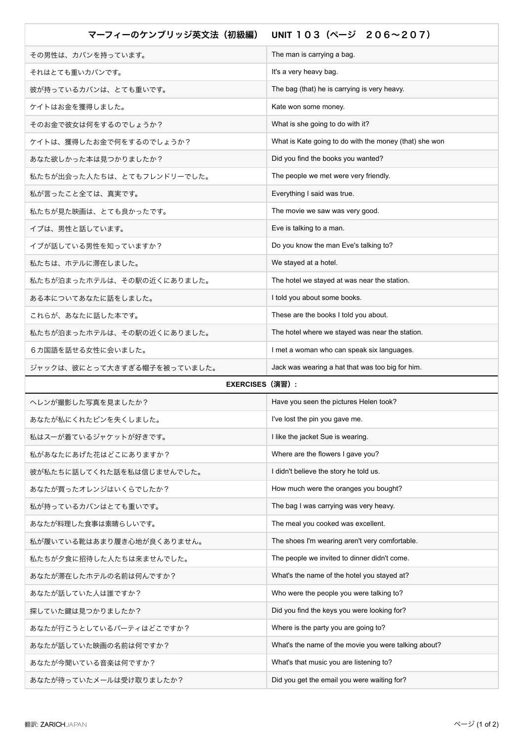| マーフィーのケンブリッジ英文法（初級編） | UNIT １０３（ページ　２０６〜２０７） |
| --- | --- |
| その男性は、カバンを持っています。 | The man is carrying a bag. |
| それはとても重いカバンです。 | It's a very heavy bag. |
| 彼が持っているカバンは、とても重いです。 | The bag (that) he is carrying is very heavy. |
| ケイトはお金を獲得しました。 | Kate won some money. |
| そのお金で彼女は何をするのでしょうか？ | What is she going to do with it? |
| ケイトは、獲得したお金で何をするのでしょうか？ | What is Kate going to do with the money (that) she won |
| あなた欲しかった本は見つかりましたか？ | Did you find the books you wanted? |
| 私たちが出会った人たちは、とてもフレンドリーでした。 | The people we met were very friendly. |
| 私が言ったこと全ては、真実です。 | Everything I said was true. |
| 私たちが見た映画は、とても良かったです。 | The movie we saw was very good. |
| イブは、男性と話しています。 | Eve is talking to a man. |
| イブが話している男性を知っていますか？ | Do you know the man Eve's talking to? |
| 私たちは、ホテルに滞在しました。 | We stayed at a hotel. |
| 私たちが泊まったホテルは、その駅の近くにありました。 | The hotel we stayed at was near the station. |
| ある本についてあなたに話をしました。 | I told you about some books. |
| これらが、あなたに話した本です。 | These are the books I told you about. |
| 私たちが泊まったホテルは、その駅の近くにありました。 | The hotel where we stayed was near the station. |
| ６カ国語を話せる女性に会いました。 | I met a woman who can speak six languages. |
| ジャックは、彼にとって大きすぎる帽子を被っていました。 | Jack was wearing a hat that was too big for him. |
| **EXERCISES（演習）：** | |
| ヘレンが撮影した写真を見ましたか？ | Have you seen the pictures Helen took? |
| あなたが私にくれたピンを失くしました。 | I've lost the pin you gave me. |
| 私はスーが着ているジャケットが好きです。 | I like the jacket Sue is wearing. |
| 私があなたにあげた花はどこにありますか？ | Where are the flowers I gave you? |
| 彼が私たちに話してくれた話を私は信じませんでした。 | I didn't believe the story he told us. |
| あなたが買ったオレンジはいくらでしたか？ | How much were the oranges you bought? |
| 私が持っているカバンはとても重いです。 | The bag I was carrying was very heavy. |
| あなたが料理した食事は素晴らしいです。 | The meal you cooked was excellent. |
| 私が履いている靴はあまり履き心地が良くありません。 | The shoes I'm wearing aren't very comfortable. |
| 私たちが夕食に招待した人たちは来ませんでした。 | The people we invited to dinner didn't come. |
| あなたが滞在したホテルの名前は何んですか？ | What's the name of the hotel you stayed at? |
| あなたが話していた人は誰ですか？ | Who were the people you were talking to? |
| 探していた鍵は見つかりましたか？ | Did you find the keys you were looking for? |
| あなたが行こうとしているパーティはどこですか？ | Where is the party you are going to? |
| あなたが話していた映画の名前は何ですか？ | What's the name of the movie you were talking about? |
| あなたが今聞いている音楽は何ですか？ | What's that music you are listening to? |
| あなたが待っていたメールは受け取りましたか？ | Did you get the email you were waiting for? |

翻訳: ZARICHJAPAN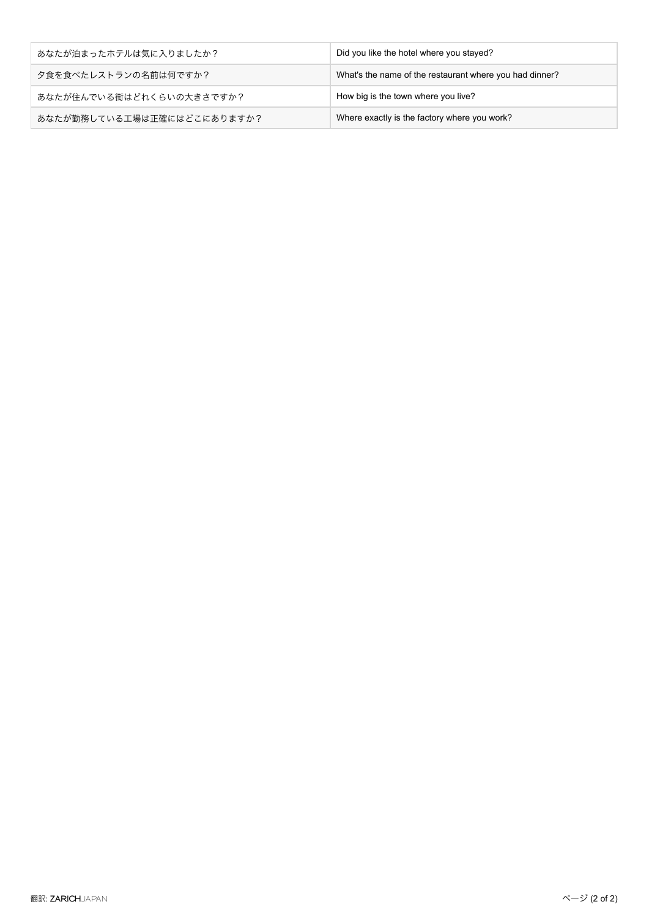| | |
|---|---|
| あなたが泊まったホテルは気に入りましたか？ | Did you like the hotel where you stayed? |
| 夕食を食べたレストランの名前は何ですか？ | What's the name of the restaurant where you had dinner? |
| あなたが住んでいる街はどれくらいの大きさですか？ | How big is the town where you live? |
| あなたが勤務している工場は正確にはどこにありますか？ | Where exactly is the factory where you work? |

翻訳: ZARICHJAPAN